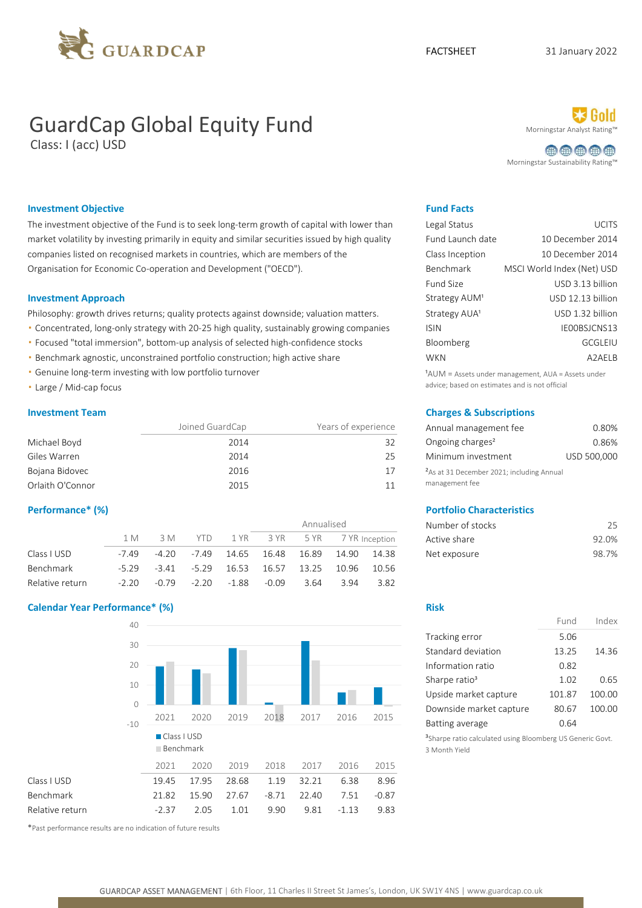GUARDCAP

FACTSHEET 31 January 2022

# GuardCap Global Equity Fund

Class: I (acc) USD

Gold
Morningstar Analyst Rating™

Morningstar Sustainability Rating™

## Investment Objective

The investment objective of the Fund is to seek long-term growth of capital with lower than market volatility by investing primarily in equity and similar securities issued by high quality companies listed on recognised markets in countries, which are members of the Organisation for Economic Co-operation and Development ("OECD").

## Investment Approach

Philosophy: growth drives returns; quality protects against downside; valuation matters.

- Concentrated, long-only strategy with 20-25 high quality, sustainably growing companies
- Focused "total immersion", bottom-up analysis of selected high-confidence stocks
- Benchmark agnostic, unconstrained portfolio construction; high active share
- Genuine long-term investing with low portfolio turnover
- Large / Mid-cap focus

## Investment Team

| | Joined GuardCap | Years of experience |
|---|---|---|
| Michael Boyd | 2014 | 32 |
| Giles Warren | 2014 | 25 |
| Bojana Bidovec | 2016 | 17 |
| Orlaith O'Connor | 2015 | 11 |

## Performance* (%)

| | | | | | Annualised | | | |
|---|---|---|---|---|---|---|---|---|
| | 1 M | 3 M | YTD | 1 YR | 3 YR | 5 YR | 7 YR | Inception |
| Class I USD | -7.49 | -4.20 | -7.49 | 14.65 | 16.48 | 16.89 | 14.90 | 14.38 |
| Benchmark | -5.29 | -3.41 | -5.29 | 16.53 | 16.57 | 13.25 | 10.96 | 10.56 |
| Relative return | -2.20 | -0.79 | -2.20 | -1.88 | -0.09 | 3.64 | 3.94 | 3.82 |

## Calendar Year Performance* (%)

| | 2021 | 2020 | 2019 | 2018 | 2017 | 2016 | 2015 |
|---|---|---|---|---|---|---|---|
| Class I USD | 19.45 | 17.95 | 28.68 | 1.19 | 32.21 | 6.38 | 8.96 |
| Benchmark | 21.82 | 15.90 | 27.67 | -8.71 | 22.40 | 7.51 | -0.87 |
| Relative return | -2.37 | 2.05 | 1.01 | 9.90 | 9.81 | -1.13 | 9.83 |

*Past performance results are no indication of future results

## Fund Facts

| | |
|---|---|
| Legal Status | UCITS |
| Fund Launch date | 10 December 2014 |
| Class Inception | 10 December 2014 |
| Benchmark | MSCI World Index (Net) USD |
| Fund Size | USD 3.13 billion |
| Strategy AUM[1] | USD 12.13 billion |
| Strategy AUA[1] | USD 1.32 billion |
| ISIN | IE00BSJCNS13 |
| Bloomberg | GCGLEIU |
| WKN | A2AELB |

[1]AUM = Assets under management, AUA = Assets under advice; based on estimates and is not official

## Charges & Subscriptions

| | |
|---|---|
| Annual management fee | 0.80% |
| Ongoing charges[2] | 0.86% |
| Minimum investment | USD 500,000 |

[2]As at 31 December 2021; including Annual management fee

## Portfolio Characteristics

| | |
|---|---|
| Number of stocks | 25 |
| Active share | 92.0% |
| Net exposure | 98.7% |

## Risk

| | Fund | Index |
|---|---|---|
| Tracking error | 5.06 | |
| Standard deviation | 13.25 | 14.36 |
| Information ratio | 0.82 | |
| Sharpe ratio[3] | 1.02 | 0.65 |
| Upside market capture | 101.87 | 100.00 |
| Downside market capture | 80.67 | 100.00 |
| Batting average | 0.64 | |

[3]Sharpe ratio calculated using Bloomberg US Generic Govt. 3 Month Yield

GUARDCAP ASSET MANAGEMENT | 6th Floor, 11 Charles II Street St James's, London, UK SW1Y 4NS | www.guardcap.co.uk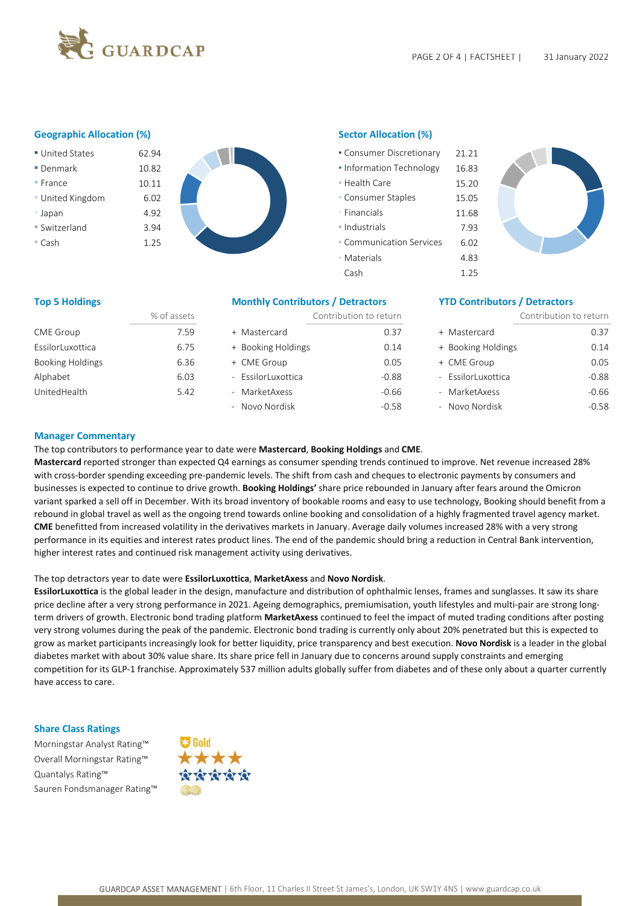## Geographic Allocation (%)

| Country | % |
|---|---|
| United States | 62.94 |
| Denmark | 10.82 |
| France | 10.11 |
| United Kingdom | 6.02 |
| Japan | 4.92 |
| Switzerland | 3.94 |
| Cash | 1.25 |

## Sector Allocation (%)

| Sector | % |
|---|---|
| Consumer Discretionary | 21.21 |
| Information Technology | 16.83 |
| Health Care | 15.20 |
| Consumer Staples | 15.05 |
| Financials | 11.68 |
| Industrials | 7.93 |
| Communication Services | 6.02 |
| Materials | 4.83 |
| Cash | 1.25 |

## Top 5 Holdings

| | % of assets |
|---|---|
| CME Group | 7.59 |
| EssilorLuxottica | 6.75 |
| Booking Holdings | 6.36 |
| Alphabet | 6.03 |
| UnitedHealth | 5.42 |

## Monthly Contributors / Detractors

| | Contribution to return |
|---|---|
| + Mastercard | 0.37 |
| + Booking Holdings | 0.14 |
| + CME Group | 0.05 |
| - EssilorLuxottica | -0.88 |
| - MarketAxess | -0.66 |
| - Novo Nordisk | -0.58 |

## YTD Contributors / Detractors

| | Contribution to return |
|---|---|
| + Mastercard | 0.37 |
| + Booking Holdings | 0.14 |
| + CME Group | 0.05 |
| - EssilorLuxottica | -0.88 |
| - MarketAxess | -0.66 |
| - Novo Nordisk | -0.58 |

## Manager Commentary

The top contributors to performance year to date were **Mastercard**, **Booking Holdings** and **CME**.

**Mastercard** reported stronger than expected Q4 earnings as consumer spending trends continued to improve. Net revenue increased 28% with cross-border spending exceeding pre-pandemic levels. The shift from cash and cheques to electronic payments by consumers and businesses is expected to continue to drive growth. **Booking Holdings'** share price rebounded in January after fears around the Omicron variant sparked a sell off in December. With its broad inventory of bookable rooms and easy to use technology, Booking should benefit from a rebound in global travel as well as the ongoing trend towards online booking and consolidation of a highly fragmented travel agency market. **CME** benefitted from increased volatility in the derivatives markets in January. Average daily volumes increased 28% with a very strong performance in its equities and interest rates product lines. The end of the pandemic should bring a reduction in Central Bank intervention, higher interest rates and continued risk management activity using derivatives.

The top detractors year to date were **EssilorLuxottica**, **MarketAxess** and **Novo Nordisk**.

**EssilorLuxottica** is the global leader in the design, manufacture and distribution of ophthalmic lenses, frames and sunglasses. It saw its share price decline after a very strong performance in 2021. Ageing demographics, premiumisation, youth lifestyles and multi-pair are strong long-term drivers of growth. Electronic bond trading platform **MarketAxess** continued to feel the impact of muted trading conditions after posting very strong volumes during the peak of the pandemic. Electronic bond trading is currently only about 20% penetrated but this is expected to grow as market participants increasingly look for better liquidity, price transparency and best execution. **Novo Nordisk** is a leader in the global diabetes market with about 30% value share. Its share price fell in January due to concerns around supply constraints and emerging competition for its GLP-1 franchise. Approximately 537 million adults globally suffer from diabetes and of these only about a quarter currently have access to care.

## Share Class Ratings

| Rating | |
|---|---|
| Morningstar Analyst Rating™ | Gold |
| Overall Morningstar Rating™ | ★★★★ |
| Quantalys Rating™ | ★★★★★ |
| Sauren Fondsmanager Rating™ | |

GUARDCAP ASSET MANAGEMENT | 6th Floor, 11 Charles II Street St James's, London, UK SW1Y 4NS | www.guardcap.co.uk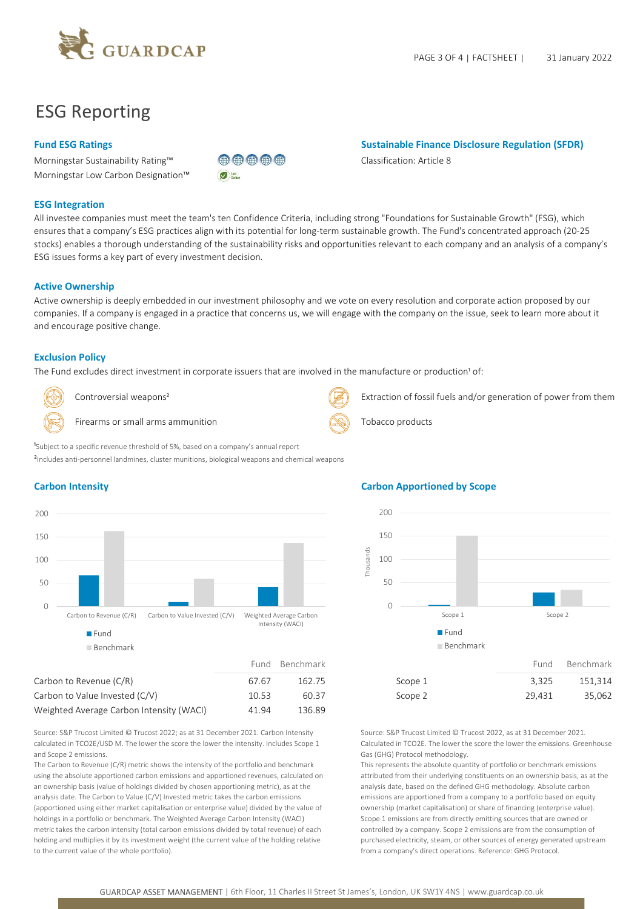# ESG Reporting

## Fund ESG Ratings

Morningstar Sustainability Rating™

Morningstar Low Carbon Designation™

## Sustainable Finance Disclosure Regulation (SFDR)

Classification: Article 8

## ESG Integration

All investee companies must meet the team's ten Confidence Criteria, including strong "Foundations for Sustainable Growth" (FSG), which ensures that a company's ESG practices align with its potential for long-term sustainable growth. The Fund's concentrated approach (20-25 stocks) enables a thorough understanding of the sustainability risks and opportunities relevant to each company and an analysis of a company's ESG issues forms a key part of every investment decision.

## Active Ownership

Active ownership is deeply embedded in our investment philosophy and we vote on every resolution and corporate action proposed by our companies. If a company is engaged in a practice that concerns us, we will engage with the company on the issue, seek to learn more about it and encourage positive change.

## Exclusion Policy

The Fund excludes direct investment in corporate issuers that are involved in the manufacture or production[1] of:

- Controversial weapons[2]
- Firearms or small arms ammunition
- Extraction of fossil fuels and/or generation of power from them
- Tobacco products

[1]Subject to a specific revenue threshold of 5%, based on a company's annual report

[2]Includes anti-personnel landmines, cluster munitions, biological weapons and chemical weapons

## Carbon Intensity

| | Fund | Benchmark |
|---|---|---|
| Carbon to Revenue (C/R) | 67.67 | 162.75 |
| Carbon to Value Invested (C/V) | 10.53 | 60.37 |
| Weighted Average Carbon Intensity (WACI) | 41.94 | 136.89 |

Source: S&P Trucost Limited © Trucost 2022; as at 31 December 2021. Carbon Intensity calculated in TCO2E/USD M. The lower the score the lower the intensity. Includes Scope 1 and Scope 2 emissions.

The Carbon to Revenue (C/R) metric shows the intensity of the portfolio and benchmark using the absolute apportioned carbon emissions and apportioned revenues, calculated on an ownership basis (value of holdings divided by chosen apportioning metric), as at the analysis date. The Carbon to Value (C/V) Invested metric takes the carbon emissions (apportioned using either market capitalisation or enterprise value) divided by the value of holdings in a portfolio or benchmark. The Weighted Average Carbon Intensity (WACI) metric takes the carbon intensity (total carbon emissions divided by total revenue) of each holding and multiplies it by its investment weight (the current value of the holding relative to the current value of the whole portfolio).

## Carbon Apportioned by Scope

| | Fund | Benchmark |
|---|---|---|
| Scope 1 | 3,325 | 151,314 |
| Scope 2 | 29,431 | 35,062 |

Source: S&P Trucost Limited © Trucost 2022, as at 31 December 2021. Calculated in TCO2E. The lower the score the lower the emissions. Greenhouse Gas (GHG) Protocol methodology.

This represents the absolute quantity of portfolio or benchmark emissions attributed from their underlying constituents on an ownership basis, as at the analysis date, based on the defined GHG methodology. Absolute carbon emissions are apportioned from a company to a portfolio based on equity ownership (market capitalisation) or share of financing (enterprise value). Scope 1 emissions are from directly emitting sources that are owned or controlled by a company. Scope 2 emissions are from the consumption of purchased electricity, steam, or other sources of energy generated upstream from a company's direct operations. Reference: GHG Protocol.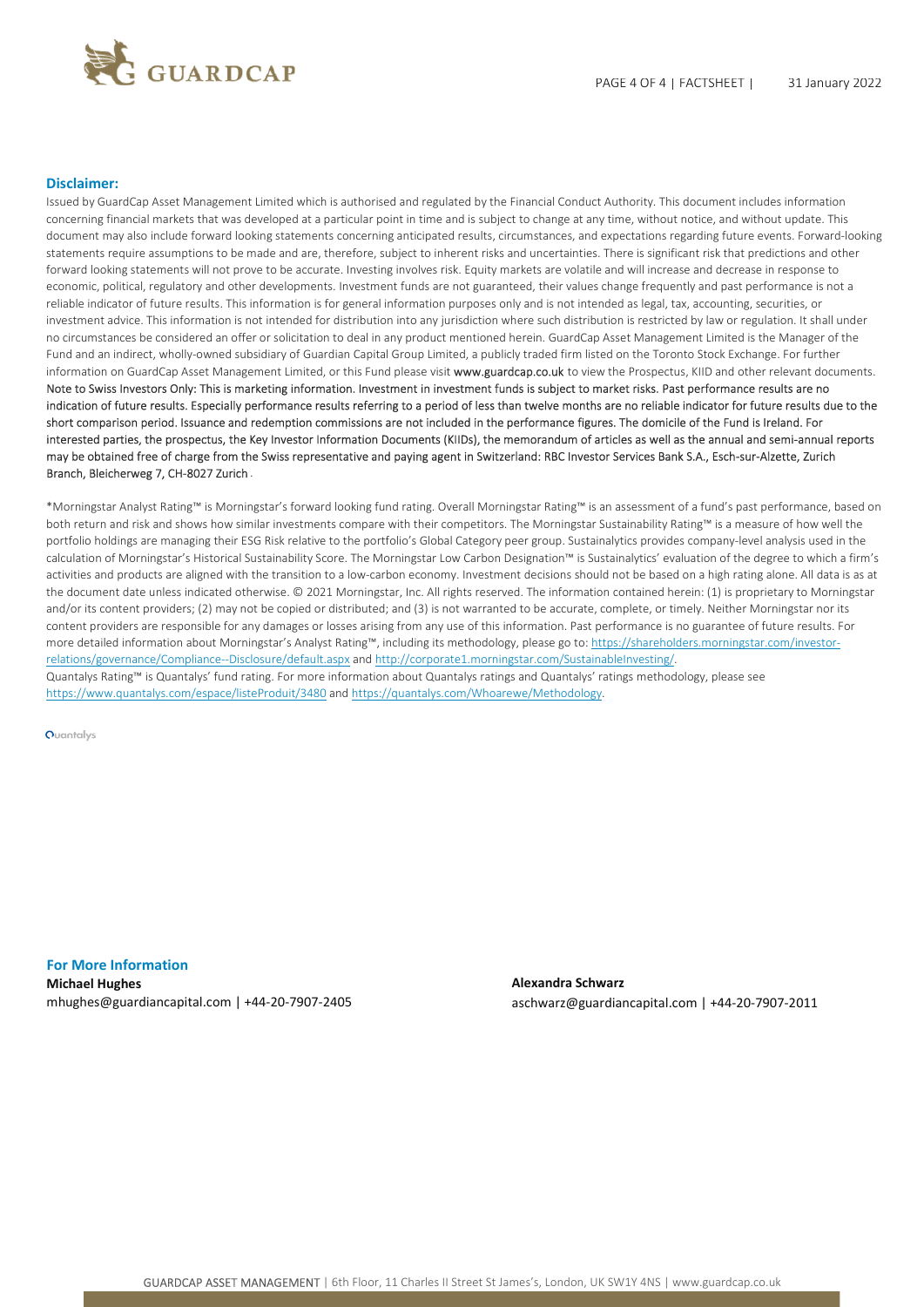## Disclaimer:

Issued by GuardCap Asset Management Limited which is authorised and regulated by the Financial Conduct Authority. This document includes information concerning financial markets that was developed at a particular point in time and is subject to change at any time, without notice, and without update. This document may also include forward looking statements concerning anticipated results, circumstances, and expectations regarding future events. Forward-looking statements require assumptions to be made and are, therefore, subject to inherent risks and uncertainties. There is significant risk that predictions and other forward looking statements will not prove to be accurate. Investing involves risk. Equity markets are volatile and will increase and decrease in response to economic, political, regulatory and other developments. Investment funds are not guaranteed, their values change frequently and past performance is not a reliable indicator of future results. This information is for general information purposes only and is not intended as legal, tax, accounting, securities, or investment advice. This information is not intended for distribution into any jurisdiction where such distribution is restricted by law or regulation. It shall under no circumstances be considered an offer or solicitation to deal in any product mentioned herein. GuardCap Asset Management Limited is the Manager of the Fund and an indirect, wholly-owned subsidiary of Guardian Capital Group Limited, a publicly traded firm listed on the Toronto Stock Exchange. For further information on GuardCap Asset Management Limited, or this Fund please visit www.guardcap.co.uk to view the Prospectus, KIID and other relevant documents. Note to Swiss Investors Only: This is marketing information. Investment in investment funds is subject to market risks. Past performance results are no indication of future results. Especially performance results referring to a period of less than twelve months are no reliable indicator for future results due to the short comparison period. Issuance and redemption commissions are not included in the performance figures. The domicile of the Fund is Ireland. For interested parties, the prospectus, the Key Investor Information Documents (KIIDs), the memorandum of articles as well as the annual and semi-annual reports may be obtained free of charge from the Swiss representative and paying agent in Switzerland: RBC Investor Services Bank S.A., Esch-sur-Alzette, Zurich Branch, Bleicherweg 7, CH-8027 Zurich.

*Morningstar Analyst Rating™ is Morningstar's forward looking fund rating. Overall Morningstar Rating™ is an assessment of a fund's past performance, based on both return and risk and shows how similar investments compare with their competitors. The Morningstar Sustainability Rating™ is a measure of how well the portfolio holdings are managing their ESG Risk relative to the portfolio's Global Category peer group. Sustainalytics provides company-level analysis used in the calculation of Morningstar's Historical Sustainability Score. The Morningstar Low Carbon Designation™ is Sustainalytics' evaluation of the degree to which a firm's activities and products are aligned with the transition to a low-carbon economy. Investment decisions should not be based on a high rating alone. All data is as at the document date unless indicated otherwise. © 2021 Morningstar, Inc. All rights reserved. The information contained herein: (1) is proprietary to Morningstar and/or its content providers; (2) may not be copied or distributed; and (3) is not warranted to be accurate, complete, or timely. Neither Morningstar nor its content providers are responsible for any damages or losses arising from any use of this information. Past performance is no guarantee of future results. For more detailed information about Morningstar's Analyst Rating™, including its methodology, please go to: https://shareholders.morningstar.com/investor-relations/governance/Compliance--Disclosure/default.aspx and http://corporate1.morningstar.com/SustainableInvesting/.

Quantalys Rating™ is Quantalys' fund rating. For more information about Quantalys ratings and Quantalys' ratings methodology, please see https://www.quantalys.com/espace/listeProduit/3480 and https://quantalys.com/Whoarewe/Methodology.

Quantalys

## For More Information

**Michael Hughes**
mhughes@guardiancapital.com | +44-20-7907-2405

**Alexandra Schwarz**
aschwarz@guardiancapital.com | +44-20-7907-2011

GUARDCAP ASSET MANAGEMENT | 6th Floor, 11 Charles II Street St James's, London, UK SW1Y 4NS | www.guardcap.co.uk